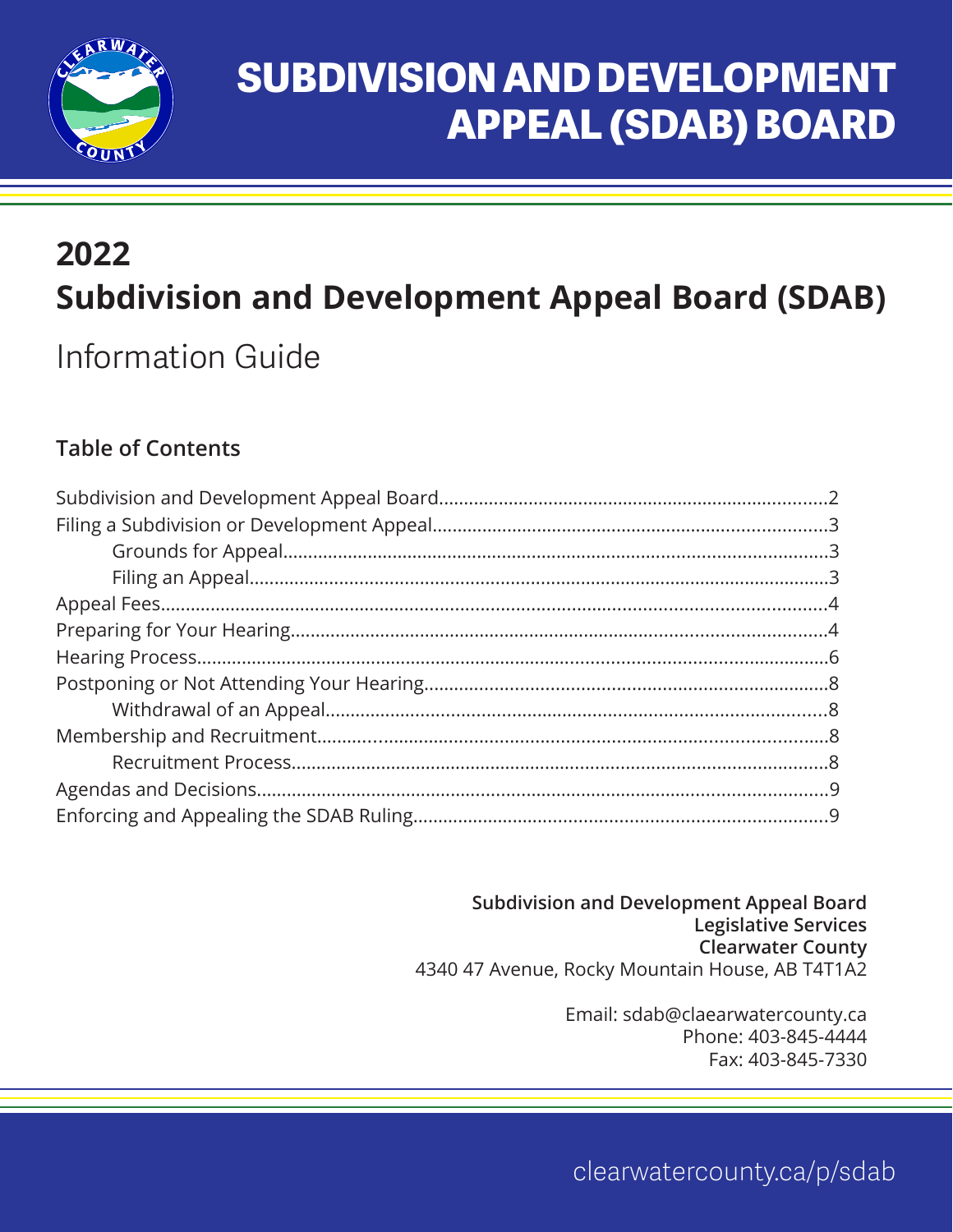# SUBDIVISION AND DEVELOPMENT APPEAL (SDAB) BOARD

## 2022
## Subdivision and Development Appeal Board (SDAB)

Information Guide

### Table of Contents

Subdivision and Development Appeal Board....................2
Filing a Subdivision or Development Appeal....................3
  Grounds for Appeal....................3
  Filing an Appeal....................3
Appeal Fees....................4
Preparing for Your Hearing....................4
Hearing Process....................6
Postponing or Not Attending Your Hearing....................8
  Withdrawal of an Appeal....................8
Membership and Recruitment....................8
  Recruitment Process....................8
Agendas and Decisions....................9
Enforcing and Appealing the SDAB Ruling....................9

**Subdivision and Development Appeal Board**
**Legislative Services**
**Clearwater County**
4340 47 Avenue, Rocky Mountain House, AB T4T1A2

Email: sdab@claearwatercounty.ca
Phone: 403-845-4444
Fax: 403-845-7330

clearwatercounty.ca/p/sdab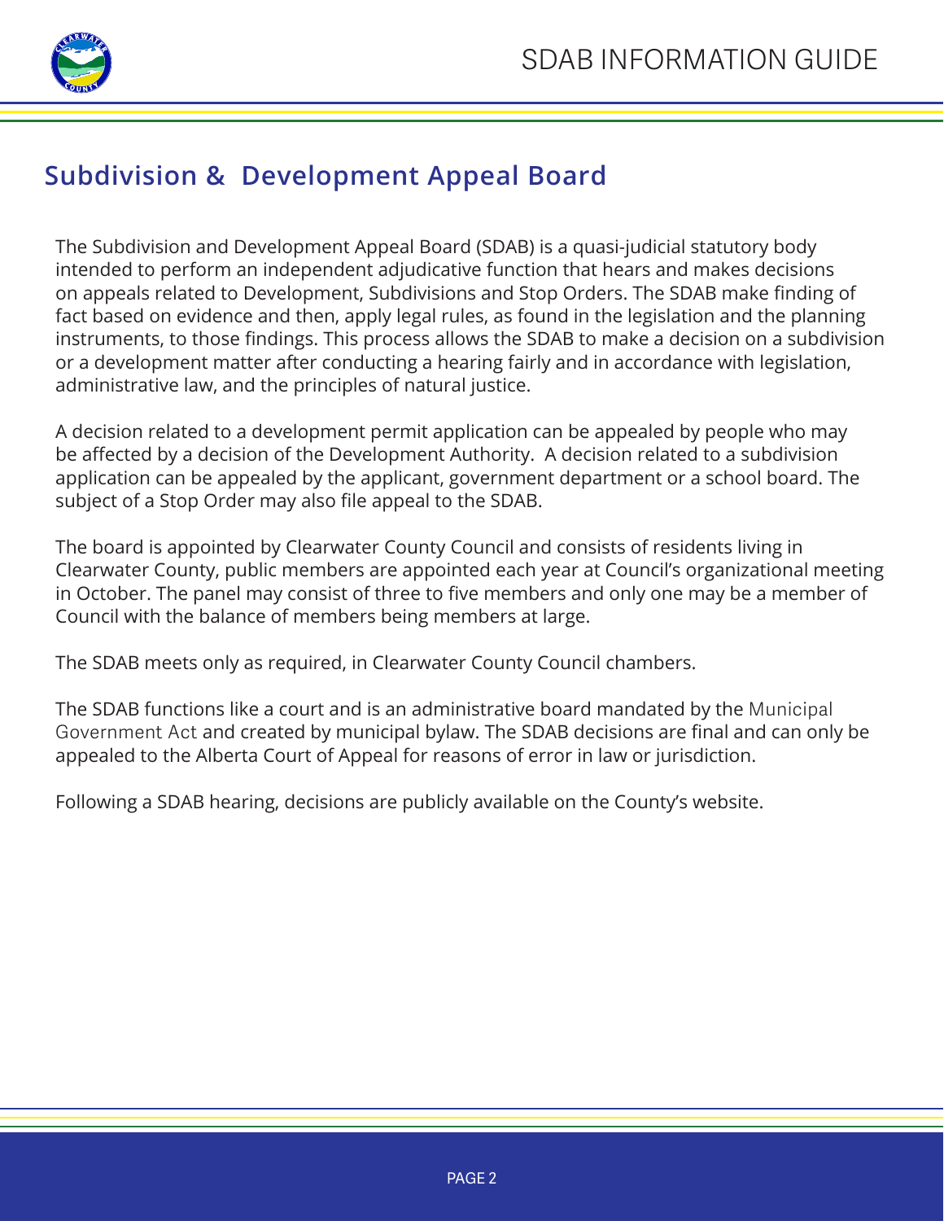## Subdivision & Development Appeal Board

The Subdivision and Development Appeal Board (SDAB) is a quasi-judicial statutory body intended to perform an independent adjudicative function that hears and makes decisions on appeals related to Development, Subdivisions and Stop Orders. The SDAB make finding of fact based on evidence and then, apply legal rules, as found in the legislation and the planning instruments, to those findings. This process allows the SDAB to make a decision on a subdivision or a development matter after conducting a hearing fairly and in accordance with legislation, administrative law, and the principles of natural justice.

A decision related to a development permit application can be appealed by people who may be affected by a decision of the Development Authority. A decision related to a subdivision application can be appealed by the applicant, government department or a school board. The subject of a Stop Order may also file appeal to the SDAB.

The board is appointed by Clearwater County Council and consists of residents living in Clearwater County, public members are appointed each year at Council's organizational meeting in October. The panel may consist of three to five members and only one may be a member of Council with the balance of members being members at large.

The SDAB meets only as required, in Clearwater County Council chambers.

The SDAB functions like a court and is an administrative board mandated by the Municipal Government Act and created by municipal bylaw. The SDAB decisions are final and can only be appealed to the Alberta Court of Appeal for reasons of error in law or jurisdiction.

Following a SDAB hearing, decisions are publicly available on the County's website.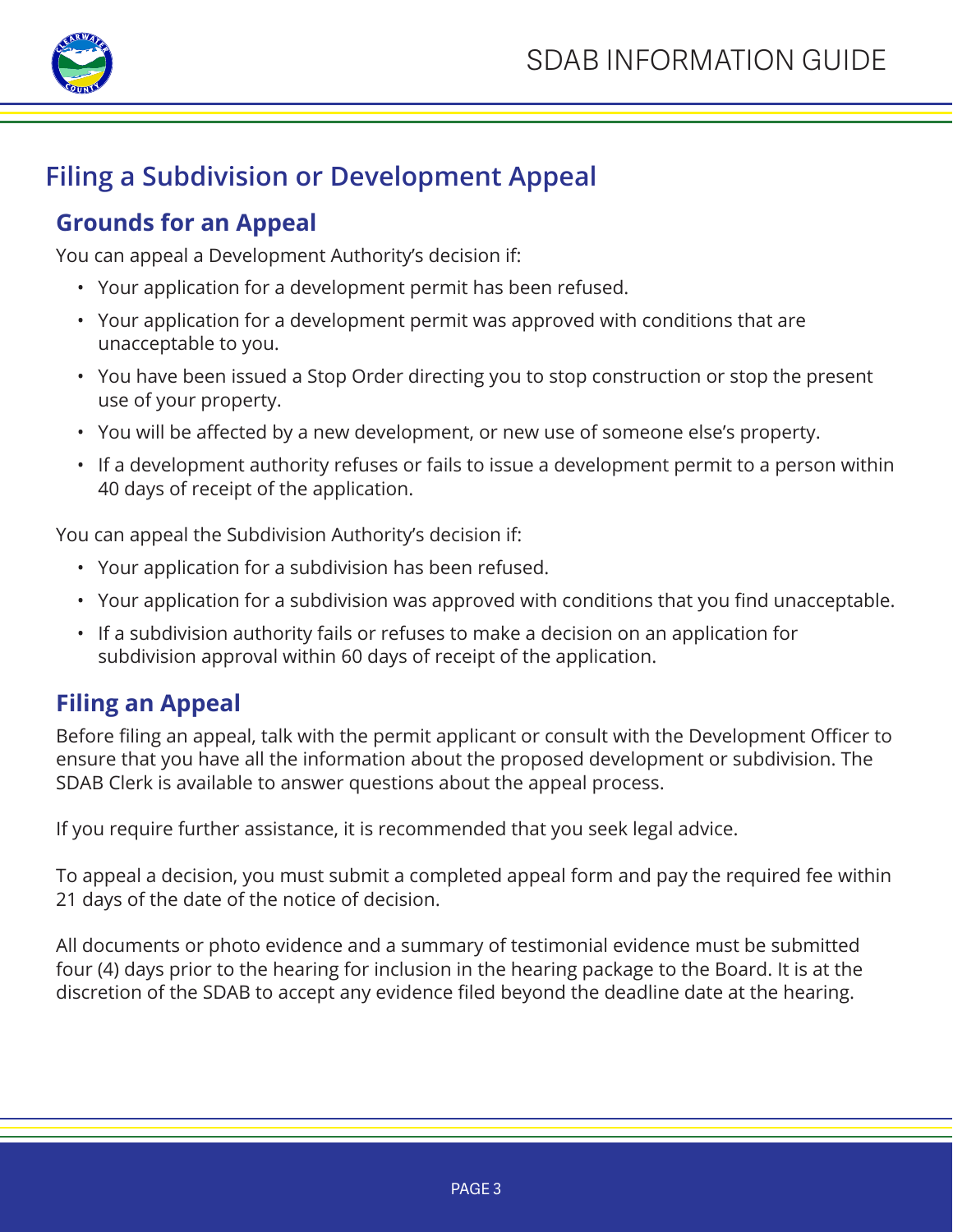# Filing a Subdivision or Development Appeal

## Grounds for an Appeal

You can appeal a Development Authority's decision if:

- Your application for a development permit has been refused.
- Your application for a development permit was approved with conditions that are unacceptable to you.
- You have been issued a Stop Order directing you to stop construction or stop the present use of your property.
- You will be affected by a new development, or new use of someone else's property.
- If a development authority refuses or fails to issue a development permit to a person within 40 days of receipt of the application.

You can appeal the Subdivision Authority's decision if:

- Your application for a subdivision has been refused.
- Your application for a subdivision was approved with conditions that you find unacceptable.
- If a subdivision authority fails or refuses to make a decision on an application for subdivision approval within 60 days of receipt of the application.

## Filing an Appeal

Before filing an appeal, talk with the permit applicant or consult with the Development Officer to ensure that you have all the information about the proposed development or subdivision. The SDAB Clerk is available to answer questions about the appeal process.

If you require further assistance, it is recommended that you seek legal advice.

To appeal a decision, you must submit a completed appeal form and pay the required fee within 21 days of the date of the notice of decision.

All documents or photo evidence and a summary of testimonial evidence must be submitted four (4) days prior to the hearing for inclusion in the hearing package to the Board. It is at the discretion of the SDAB to accept any evidence filed beyond the deadline date at the hearing.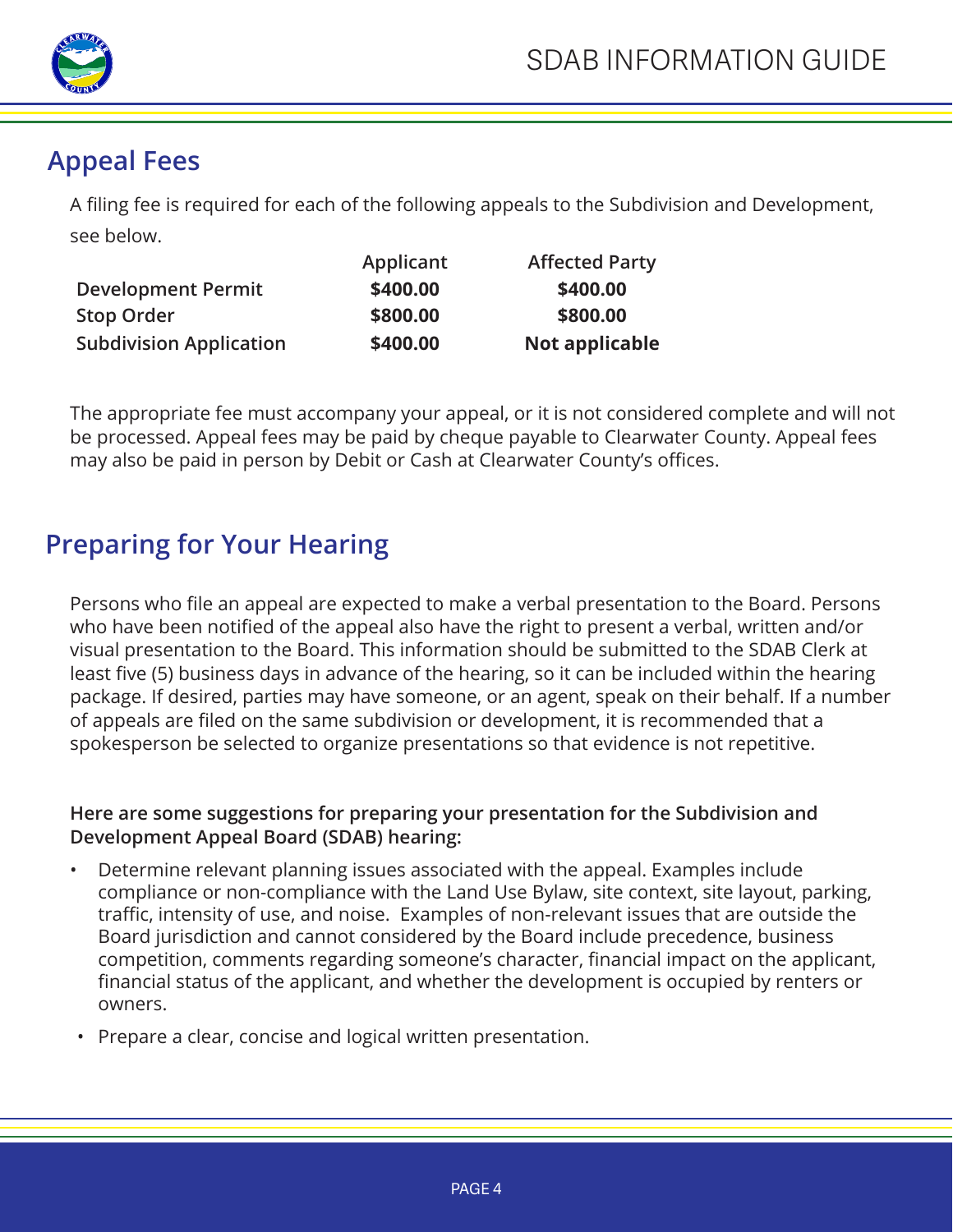## Appeal Fees

A filing fee is required for each of the following appeals to the Subdivision and Development, see below.

| | Applicant | Affected Party |
|---|---|---|
| **Development Permit** | **$400.00** | **$400.00** |
| **Stop Order** | **$800.00** | **$800.00** |
| **Subdivision Application** | **$400.00** | **Not applicable** |

The appropriate fee must accompany your appeal, or it is not considered complete and will not be processed. Appeal fees may be paid by cheque payable to Clearwater County. Appeal fees may also be paid in person by Debit or Cash at Clearwater County's offices.

## Preparing for Your Hearing

Persons who file an appeal are expected to make a verbal presentation to the Board. Persons who have been notified of the appeal also have the right to present a verbal, written and/or visual presentation to the Board. This information should be submitted to the SDAB Clerk at least five (5) business days in advance of the hearing, so it can be included within the hearing package. If desired, parties may have someone, or an agent, speak on their behalf. If a number of appeals are filed on the same subdivision or development, it is recommended that a spokesperson be selected to organize presentations so that evidence is not repetitive.

**Here are some suggestions for preparing your presentation for the Subdivision and Development Appeal Board (SDAB) hearing:**

- Determine relevant planning issues associated with the appeal. Examples include compliance or non-compliance with the Land Use Bylaw, site context, site layout, parking, traffic, intensity of use, and noise. Examples of non-relevant issues that are outside the Board jurisdiction and cannot considered by the Board include precedence, business competition, comments regarding someone's character, financial impact on the applicant, financial status of the applicant, and whether the development is occupied by renters or owners.
- Prepare a clear, concise and logical written presentation.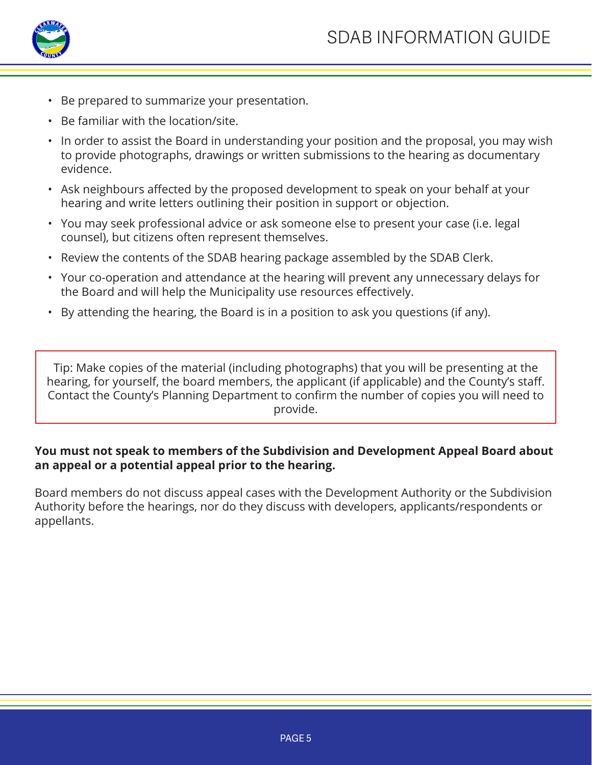- Be prepared to summarize your presentation.
- Be familiar with the location/site.
- In order to assist the Board in understanding your position and the proposal, you may wish to provide photographs, drawings or written submissions to the hearing as documentary evidence.
- Ask neighbours affected by the proposed development to speak on your behalf at your hearing and write letters outlining their position in support or objection.
- You may seek professional advice or ask someone else to present your case (i.e. legal counsel), but citizens often represent themselves.
- Review the contents of the SDAB hearing package assembled by the SDAB Clerk.
- Your co-operation and attendance at the hearing will prevent any unnecessary delays for the Board and will help the Municipality use resources effectively.
- By attending the hearing, the Board is in a position to ask you questions (if any).

> Tip: Make copies of the material (including photographs) that you will be presenting at the hearing, for yourself, the board members, the applicant (if applicable) and the County's staff. Contact the County's Planning Department to confirm the number of copies you will need to provide.

**You must not speak to members of the Subdivision and Development Appeal Board about an appeal or a potential appeal prior to the hearing.**

Board members do not discuss appeal cases with the Development Authority or the Subdivision Authority before the hearings, nor do they discuss with developers, applicants/respondents or appellants.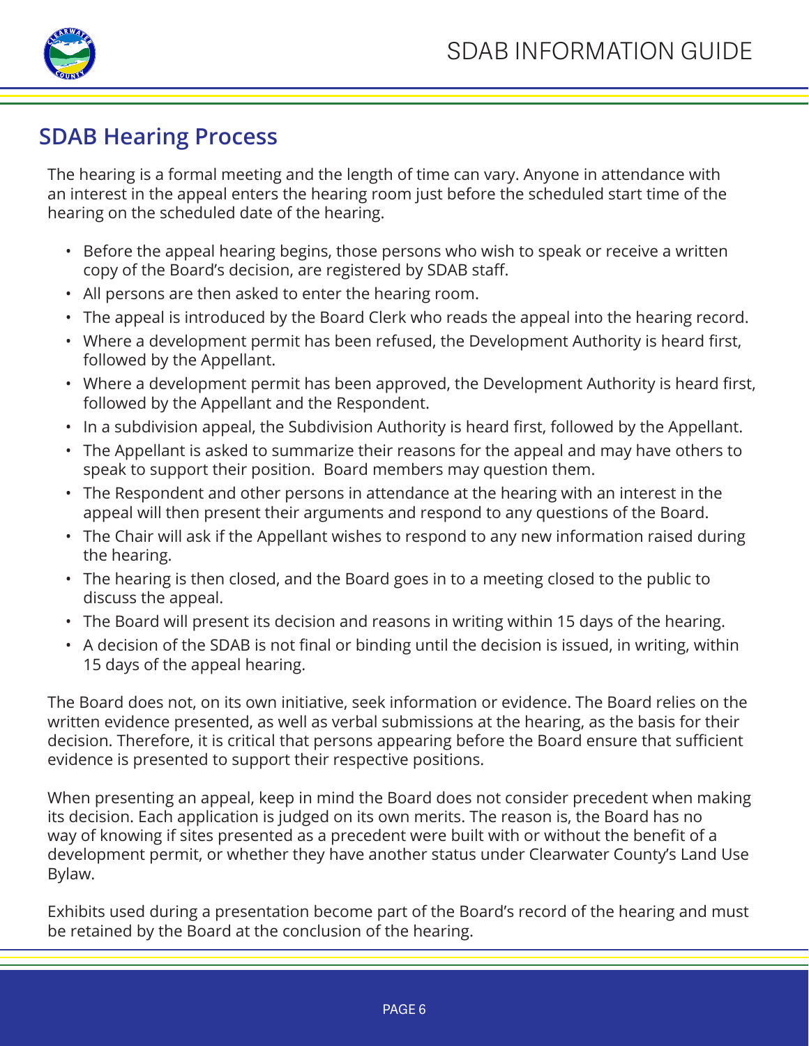## SDAB Hearing Process

The hearing is a formal meeting and the length of time can vary. Anyone in attendance with an interest in the appeal enters the hearing room just before the scheduled start time of the hearing on the scheduled date of the hearing.

- Before the appeal hearing begins, those persons who wish to speak or receive a written copy of the Board's decision, are registered by SDAB staff.
- All persons are then asked to enter the hearing room.
- The appeal is introduced by the Board Clerk who reads the appeal into the hearing record.
- Where a development permit has been refused, the Development Authority is heard first, followed by the Appellant.
- Where a development permit has been approved, the Development Authority is heard first, followed by the Appellant and the Respondent.
- In a subdivision appeal, the Subdivision Authority is heard first, followed by the Appellant.
- The Appellant is asked to summarize their reasons for the appeal and may have others to speak to support their position. Board members may question them.
- The Respondent and other persons in attendance at the hearing with an interest in the appeal will then present their arguments and respond to any questions of the Board.
- The Chair will ask if the Appellant wishes to respond to any new information raised during the hearing.
- The hearing is then closed, and the Board goes in to a meeting closed to the public to discuss the appeal.
- The Board will present its decision and reasons in writing within 15 days of the hearing.
- A decision of the SDAB is not final or binding until the decision is issued, in writing, within 15 days of the appeal hearing.

The Board does not, on its own initiative, seek information or evidence. The Board relies on the written evidence presented, as well as verbal submissions at the hearing, as the basis for their decision. Therefore, it is critical that persons appearing before the Board ensure that sufficient evidence is presented to support their respective positions.

When presenting an appeal, keep in mind the Board does not consider precedent when making its decision. Each application is judged on its own merits. The reason is, the Board has no way of knowing if sites presented as a precedent were built with or without the benefit of a development permit, or whether they have another status under Clearwater County's Land Use Bylaw.

Exhibits used during a presentation become part of the Board's record of the hearing and must be retained by the Board at the conclusion of the hearing.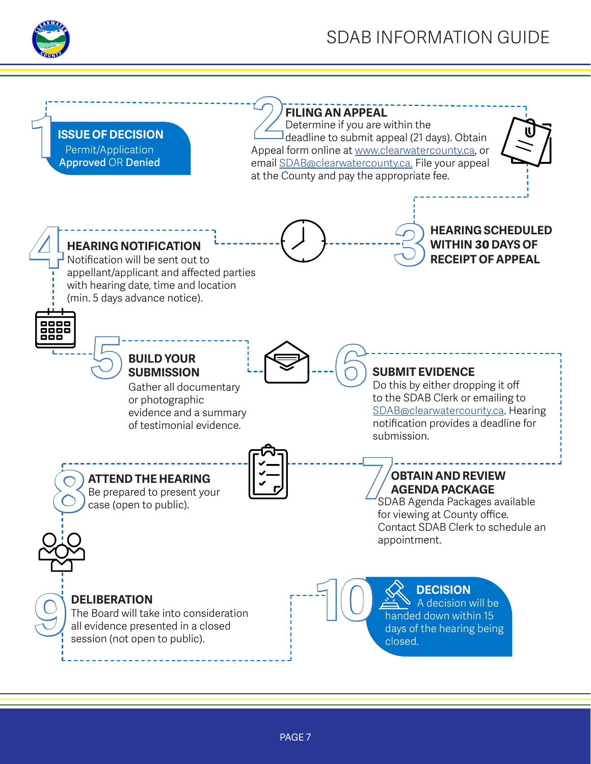# SDAB INFORMATION GUIDE

## 1 ISSUE OF DECISION

Permit/Application **Approved** OR **Denied**

## 2 FILING AN APPEAL

Determine if you are within the deadline to submit appeal (21 days). Obtain Appeal form online at www.clearwatercounty.ca, or email SDAB@clearwatercounty.ca. File your appeal at the County and pay the appropriate fee.

## 3 HEARING SCHEDULED WITHIN 30 DAYS OF RECEIPT OF APPEAL

## 4 HEARING NOTIFICATION

Notification will be sent out to appellant/applicant and affected parties with hearing date, time and location (min. 5 days advance notice).

## 5 BUILD YOUR SUBMISSION

Gather all documentary or photographic evidence and a summary of testimonial evidence.

## 6 SUBMIT EVIDENCE

Do this by either dropping it off to the SDAB Clerk or emailing to SDAB@clearwatercounty.ca. Hearing notification provides a deadline for submission.

## 7 OBTAIN AND REVIEW AGENDA PACKAGE

SDAB Agenda Packages available for viewing at County office. Contact SDAB Clerk to schedule an appointment.

## 8 ATTEND THE HEARING

Be prepared to present your case (open to public).

## 9 DELIBERATION

The Board will take into consideration all evidence presented in a closed session (not open to public).

## 10 DECISION

A decision will be handed down within 15 days of the hearing being closed.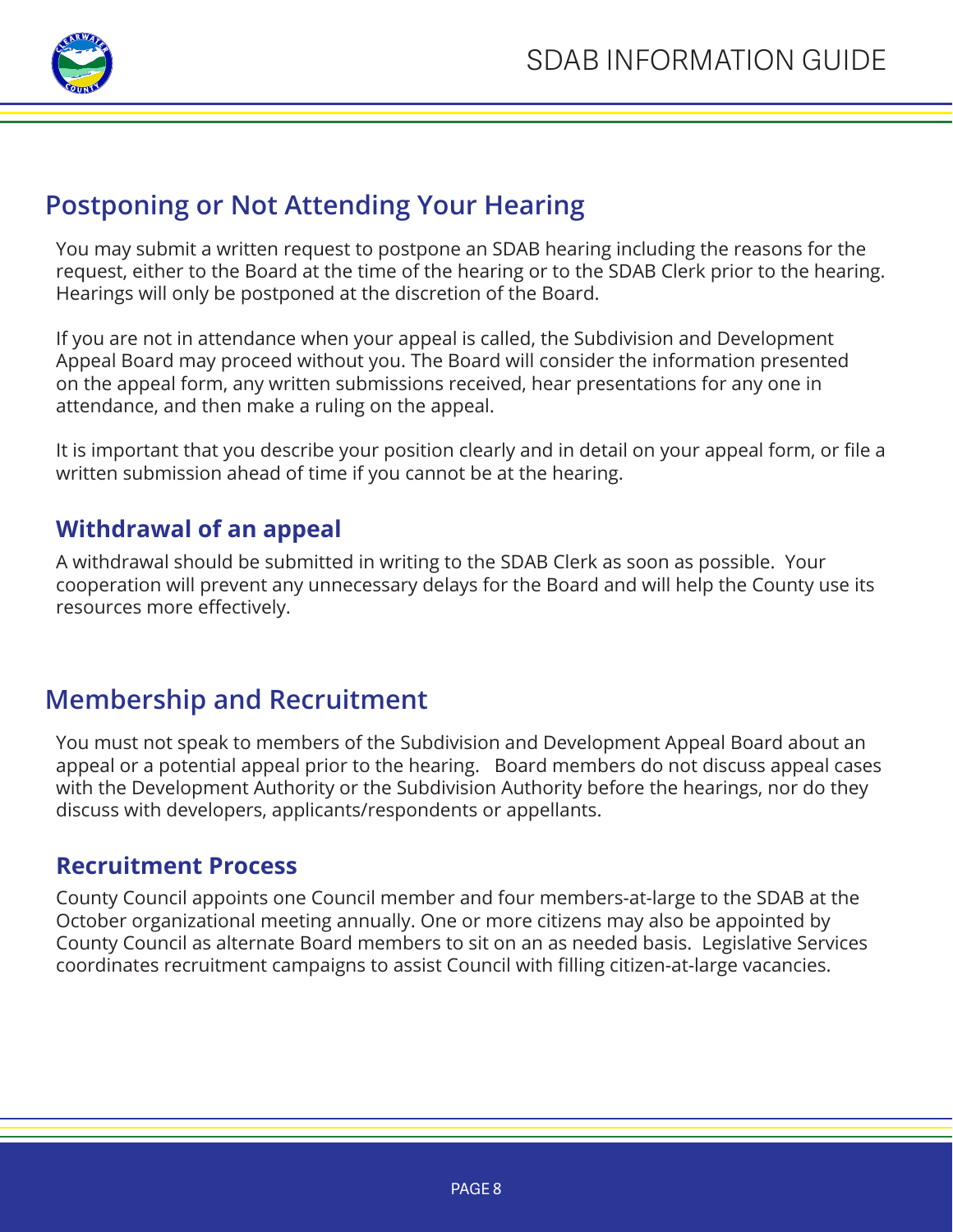## Postponing or Not Attending Your Hearing

You may submit a written request to postpone an SDAB hearing including the reasons for the request, either to the Board at the time of the hearing or to the SDAB Clerk prior to the hearing. Hearings will only be postponed at the discretion of the Board.

If you are not in attendance when your appeal is called, the Subdivision and Development Appeal Board may proceed without you. The Board will consider the information presented on the appeal form, any written submissions received, hear presentations for any one in attendance, and then make a ruling on the appeal.

It is important that you describe your position clearly and in detail on your appeal form, or file a written submission ahead of time if you cannot be at the hearing.

### Withdrawal of an appeal

A withdrawal should be submitted in writing to the SDAB Clerk as soon as possible. Your cooperation will prevent any unnecessary delays for the Board and will help the County use its resources more effectively.

## Membership and Recruitment

You must not speak to members of the Subdivision and Development Appeal Board about an appeal or a potential appeal prior to the hearing. Board members do not discuss appeal cases with the Development Authority or the Subdivision Authority before the hearings, nor do they discuss with developers, applicants/respondents or appellants.

### Recruitment Process

County Council appoints one Council member and four members-at-large to the SDAB at the October organizational meeting annually. One or more citizens may also be appointed by County Council as alternate Board members to sit on an as needed basis. Legislative Services coordinates recruitment campaigns to assist Council with filling citizen-at-large vacancies.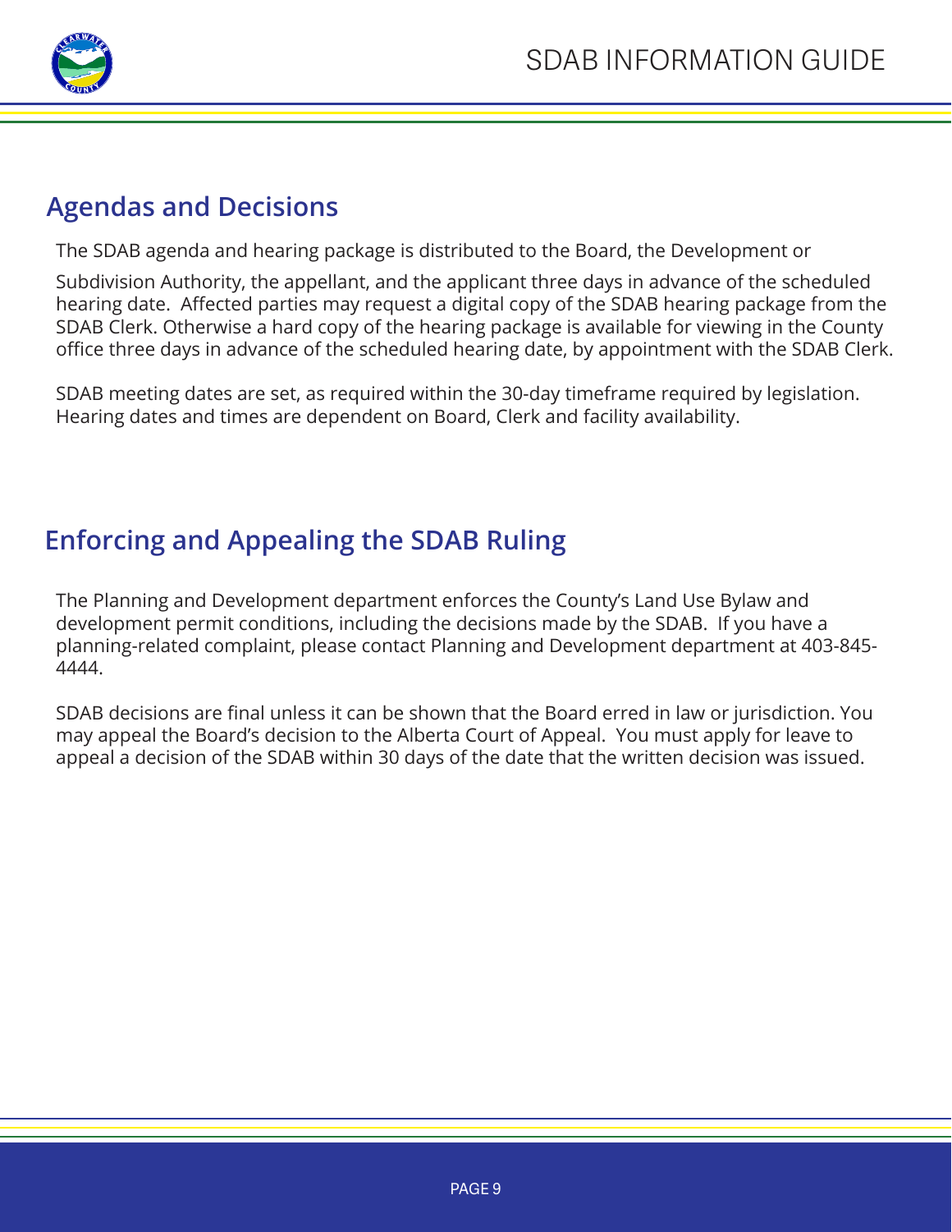## Agendas and Decisions

The SDAB agenda and hearing package is distributed to the Board, the Development or Subdivision Authority, the appellant, and the applicant three days in advance of the scheduled hearing date. Affected parties may request a digital copy of the SDAB hearing package from the SDAB Clerk. Otherwise a hard copy of the hearing package is available for viewing in the County office three days in advance of the scheduled hearing date, by appointment with the SDAB Clerk.

SDAB meeting dates are set, as required within the 30-day timeframe required by legislation. Hearing dates and times are dependent on Board, Clerk and facility availability.

## Enforcing and Appealing the SDAB Ruling

The Planning and Development department enforces the County's Land Use Bylaw and development permit conditions, including the decisions made by the SDAB. If you have a planning-related complaint, please contact Planning and Development department at 403-845-4444.

SDAB decisions are final unless it can be shown that the Board erred in law or jurisdiction. You may appeal the Board's decision to the Alberta Court of Appeal. You must apply for leave to appeal a decision of the SDAB within 30 days of the date that the written decision was issued.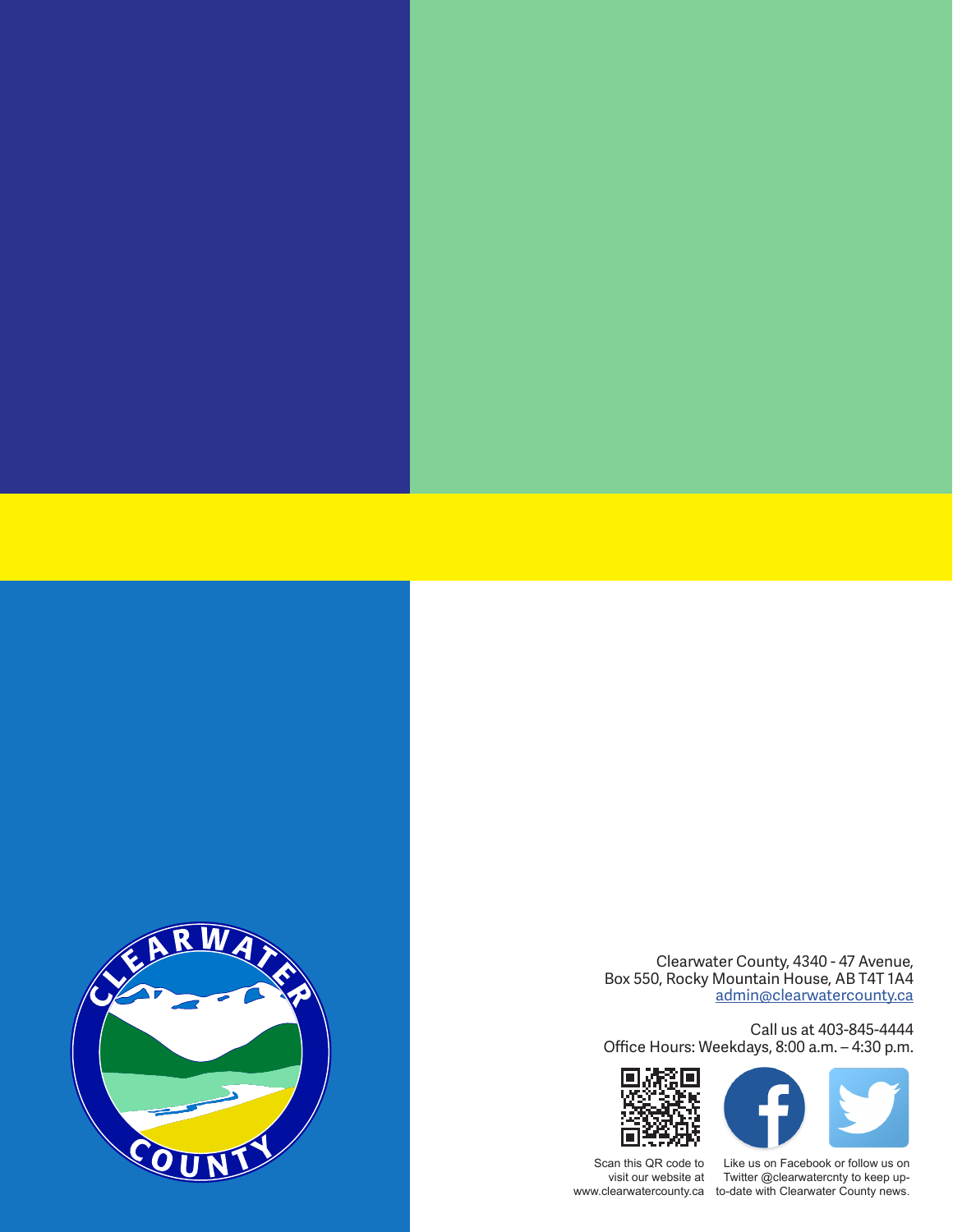Clearwater County, 4340 - 47 Avenue,
Box 550, Rocky Mountain House, AB T4T 1A4
admin@clearwatercounty.ca

Call us at 403-845-4444
Office Hours: Weekdays, 8:00 a.m. – 4:30 p.m.

Scan this QR code to visit our website at www.clearwatercounty.ca

Like us on Facebook or follow us on Twitter @clearwatercnty to keep up-to-date with Clearwater County news.